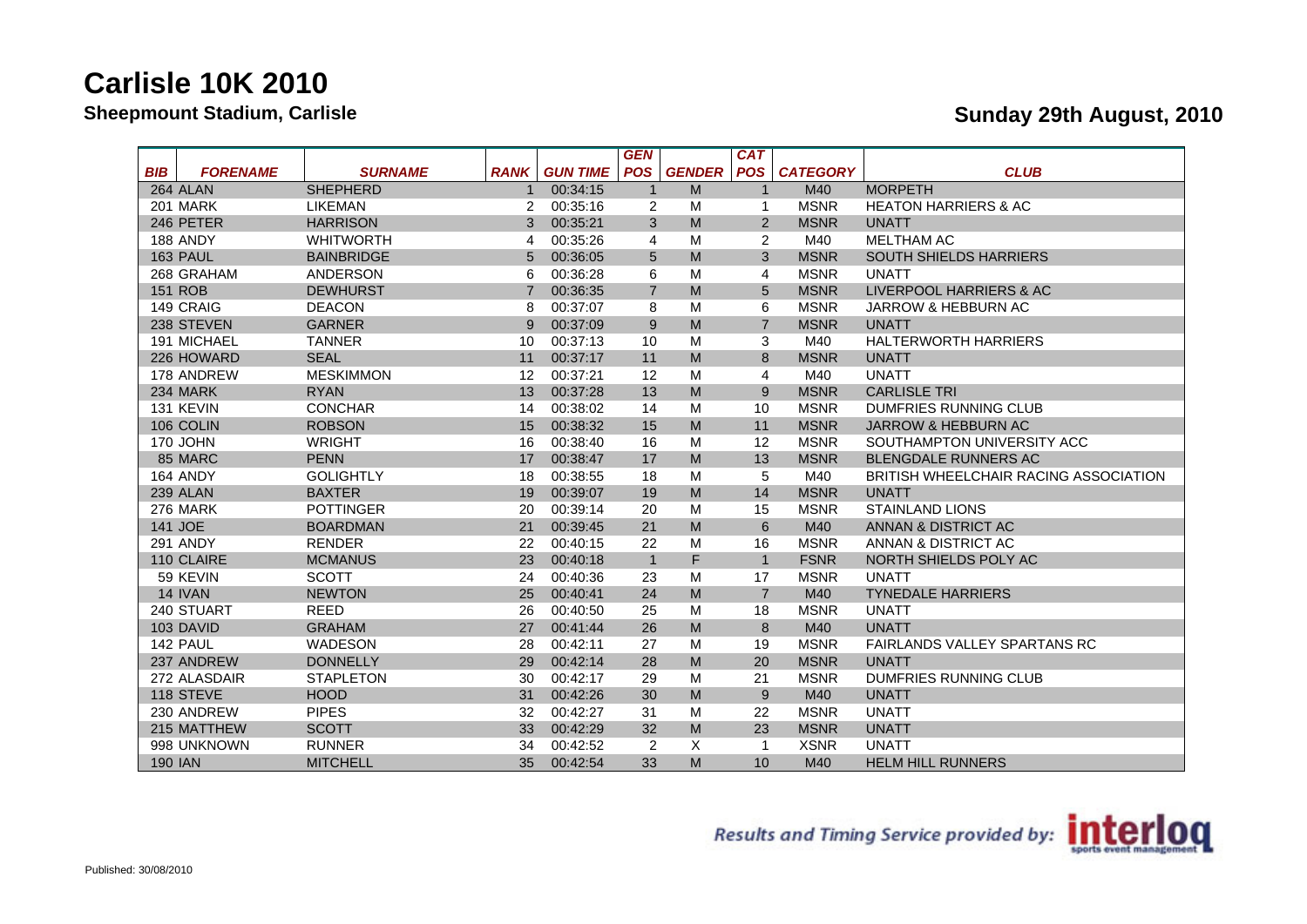# Carlisle 10K 2010

**Sheepmount Stadium, Carlisle**

**Sunday 29th August, 2010**

| BIB | FORENAME | SURNAME | RANK | GUN TIME | GEN POS | GENDER | CAT POS | CATEGORY | CLUB |
|---|---|---|---|---|---|---|---|---|---|
| 264 | ALAN | SHEPHERD | 1 | 00:34:15 | 1 | M | 1 | M40 | MORPETH |
| 201 | MARK | LIKEMAN | 2 | 00:35:16 | 2 | M | 1 | MSNR | HEATON HARRIERS & AC |
| 246 | PETER | HARRISON | 3 | 00:35:21 | 3 | M | 2 | MSNR | UNATT |
| 188 | ANDY | WHITWORTH | 4 | 00:35:26 | 4 | M | 2 | M40 | MELTHAM AC |
| 163 | PAUL | BAINBRIDGE | 5 | 00:36:05 | 5 | M | 3 | MSNR | SOUTH SHIELDS HARRIERS |
| 268 | GRAHAM | ANDERSON | 6 | 00:36:28 | 6 | M | 4 | MSNR | UNATT |
| 151 | ROB | DEWHURST | 7 | 00:36:35 | 7 | M | 5 | MSNR | LIVERPOOL HARRIERS & AC |
| 149 | CRAIG | DEACON | 8 | 00:37:07 | 8 | M | 6 | MSNR | JARROW & HEBBURN AC |
| 238 | STEVEN | GARNER | 9 | 00:37:09 | 9 | M | 7 | MSNR | UNATT |
| 191 | MICHAEL | TANNER | 10 | 00:37:13 | 10 | M | 3 | M40 | HALTERWORTH HARRIERS |
| 226 | HOWARD | SEAL | 11 | 00:37:17 | 11 | M | 8 | MSNR | UNATT |
| 178 | ANDREW | MESKIMMON | 12 | 00:37:21 | 12 | M | 4 | M40 | UNATT |
| 234 | MARK | RYAN | 13 | 00:37:28 | 13 | M | 9 | MSNR | CARLISLE TRI |
| 131 | KEVIN | CONCHAR | 14 | 00:38:02 | 14 | M | 10 | MSNR | DUMFRIES RUNNING CLUB |
| 106 | COLIN | ROBSON | 15 | 00:38:32 | 15 | M | 11 | MSNR | JARROW & HEBBURN AC |
| 170 | JOHN | WRIGHT | 16 | 00:38:40 | 16 | M | 12 | MSNR | SOUTHAMPTON UNIVERSITY ACC |
| 85 | MARC | PENN | 17 | 00:38:47 | 17 | M | 13 | MSNR | BLENGDALE RUNNERS AC |
| 164 | ANDY | GOLIGHTLY | 18 | 00:38:55 | 18 | M | 5 | M40 | BRITISH WHEELCHAIR RACING ASSOCIATION |
| 239 | ALAN | BAXTER | 19 | 00:39:07 | 19 | M | 14 | MSNR | UNATT |
| 276 | MARK | POTTINGER | 20 | 00:39:14 | 20 | M | 15 | MSNR | STAINLAND LIONS |
| 141 | JOE | BOARDMAN | 21 | 00:39:45 | 21 | M | 6 | M40 | ANNAN & DISTRICT AC |
| 291 | ANDY | RENDER | 22 | 00:40:15 | 22 | M | 16 | MSNR | ANNAN & DISTRICT AC |
| 110 | CLAIRE | MCMANUS | 23 | 00:40:18 | 1 | F | 1 | FSNR | NORTH SHIELDS POLY AC |
| 59 | KEVIN | SCOTT | 24 | 00:40:36 | 23 | M | 17 | MSNR | UNATT |
| 14 | IVAN | NEWTON | 25 | 00:40:41 | 24 | M | 7 | M40 | TYNEDALE HARRIERS |
| 240 | STUART | REED | 26 | 00:40:50 | 25 | M | 18 | MSNR | UNATT |
| 103 | DAVID | GRAHAM | 27 | 00:41:44 | 26 | M | 8 | M40 | UNATT |
| 142 | PAUL | WADESON | 28 | 00:42:11 | 27 | M | 19 | MSNR | FAIRLANDS VALLEY SPARTANS RC |
| 237 | ANDREW | DONNELLY | 29 | 00:42:14 | 28 | M | 20 | MSNR | UNATT |
| 272 | ALASDAIR | STAPLETON | 30 | 00:42:17 | 29 | M | 21 | MSNR | DUMFRIES RUNNING CLUB |
| 118 | STEVE | HOOD | 31 | 00:42:26 | 30 | M | 9 | M40 | UNATT |
| 230 | ANDREW | PIPES | 32 | 00:42:27 | 31 | M | 22 | MSNR | UNATT |
| 215 | MATTHEW | SCOTT | 33 | 00:42:29 | 32 | M | 23 | MSNR | UNATT |
| 998 | UNKNOWN | RUNNER | 34 | 00:42:52 | 2 | X | 1 | XSNR | UNATT |
| 190 | IAN | MITCHELL | 35 | 00:42:54 | 33 | M | 10 | M40 | HELM HILL RUNNERS |

Results and Timing Service provided by: interloq sports event management

Published: 30/08/2010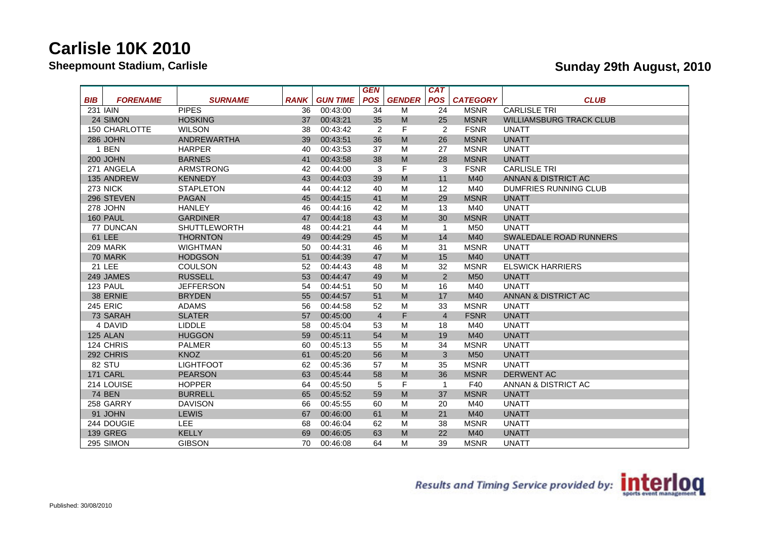# Carlisle 10K 2010

**Sheepmount Stadium, Carlisle**

**Sunday 29th August, 2010**

| BIB | FORENAME | SURNAME | RANK | GUN TIME | GEN POS | GENDER | CAT POS | CATEGORY | CLUB |
|---|---|---|---|---|---|---|---|---|---|
| 231 | IAIN | PIPES | 36 | 00:43:00 | 34 | M | 24 | MSNR | CARLISLE TRI |
| 24 | SIMON | HOSKING | 37 | 00:43:21 | 35 | M | 25 | MSNR | WILLIAMSBURG TRACK CLUB |
| 150 | CHARLOTTE | WILSON | 38 | 00:43:42 | 2 | F | 2 | FSNR | UNATT |
| 286 | JOHN | ANDREWARTHA | 39 | 00:43:51 | 36 | M | 26 | MSNR | UNATT |
| 1 | BEN | HARPER | 40 | 00:43:53 | 37 | M | 27 | MSNR | UNATT |
| 200 | JOHN | BARNES | 41 | 00:43:58 | 38 | M | 28 | MSNR | UNATT |
| 271 | ANGELA | ARMSTRONG | 42 | 00:44:00 | 3 | F | 3 | FSNR | CARLISLE TRI |
| 135 | ANDREW | KENNEDY | 43 | 00:44:03 | 39 | M | 11 | M40 | ANNAN & DISTRICT AC |
| 273 | NICK | STAPLETON | 44 | 00:44:12 | 40 | M | 12 | M40 | DUMFRIES RUNNING CLUB |
| 296 | STEVEN | PAGAN | 45 | 00:44:15 | 41 | M | 29 | MSNR | UNATT |
| 278 | JOHN | HANLEY | 46 | 00:44:16 | 42 | M | 13 | M40 | UNATT |
| 160 | PAUL | GARDINER | 47 | 00:44:18 | 43 | M | 30 | MSNR | UNATT |
| 77 | DUNCAN | SHUTTLEWORTH | 48 | 00:44:21 | 44 | M | 1 | M50 | UNATT |
| 61 | LEE | THORNTON | 49 | 00:44:29 | 45 | M | 14 | M40 | SWALEDALE ROAD RUNNERS |
| 209 | MARK | WIGHTMAN | 50 | 00:44:31 | 46 | M | 31 | MSNR | UNATT |
| 70 | MARK | HODGSON | 51 | 00:44:39 | 47 | M | 15 | M40 | UNATT |
| 21 | LEE | COULSON | 52 | 00:44:43 | 48 | M | 32 | MSNR | ELSWICK HARRIERS |
| 249 | JAMES | RUSSELL | 53 | 00:44:47 | 49 | M | 2 | M50 | UNATT |
| 123 | PAUL | JEFFERSON | 54 | 00:44:51 | 50 | M | 16 | M40 | UNATT |
| 38 | ERNIE | BRYDEN | 55 | 00:44:57 | 51 | M | 17 | M40 | ANNAN & DISTRICT AC |
| 245 | ERIC | ADAMS | 56 | 00:44:58 | 52 | M | 33 | MSNR | UNATT |
| 73 | SARAH | SLATER | 57 | 00:45:00 | 4 | F | 4 | FSNR | UNATT |
| 4 | DAVID | LIDDLE | 58 | 00:45:04 | 53 | M | 18 | M40 | UNATT |
| 125 | ALAN | HUGGON | 59 | 00:45:11 | 54 | M | 19 | M40 | UNATT |
| 124 | CHRIS | PALMER | 60 | 00:45:13 | 55 | M | 34 | MSNR | UNATT |
| 292 | CHRIS | KNOZ | 61 | 00:45:20 | 56 | M | 3 | M50 | UNATT |
| 82 | STU | LIGHTFOOT | 62 | 00:45:36 | 57 | M | 35 | MSNR | UNATT |
| 171 | CARL | PEARSON | 63 | 00:45:44 | 58 | M | 36 | MSNR | DERWENT AC |
| 214 | LOUISE | HOPPER | 64 | 00:45:50 | 5 | F | 1 | F40 | ANNAN & DISTRICT AC |
| 74 | BEN | BURRELL | 65 | 00:45:52 | 59 | M | 37 | MSNR | UNATT |
| 258 | GARRY | DAVISON | 66 | 00:45:55 | 60 | M | 20 | M40 | UNATT |
| 91 | JOHN | LEWIS | 67 | 00:46:00 | 61 | M | 21 | M40 | UNATT |
| 244 | DOUGIE | LEE | 68 | 00:46:04 | 62 | M | 38 | MSNR | UNATT |
| 139 | GREG | KELLY | 69 | 00:46:05 | 63 | M | 22 | M40 | UNATT |
| 295 | SIMON | GIBSON | 70 | 00:46:08 | 64 | M | 39 | MSNR | UNATT |

Results and Timing Service provided by: interloq sports event management

Published: 30/08/2010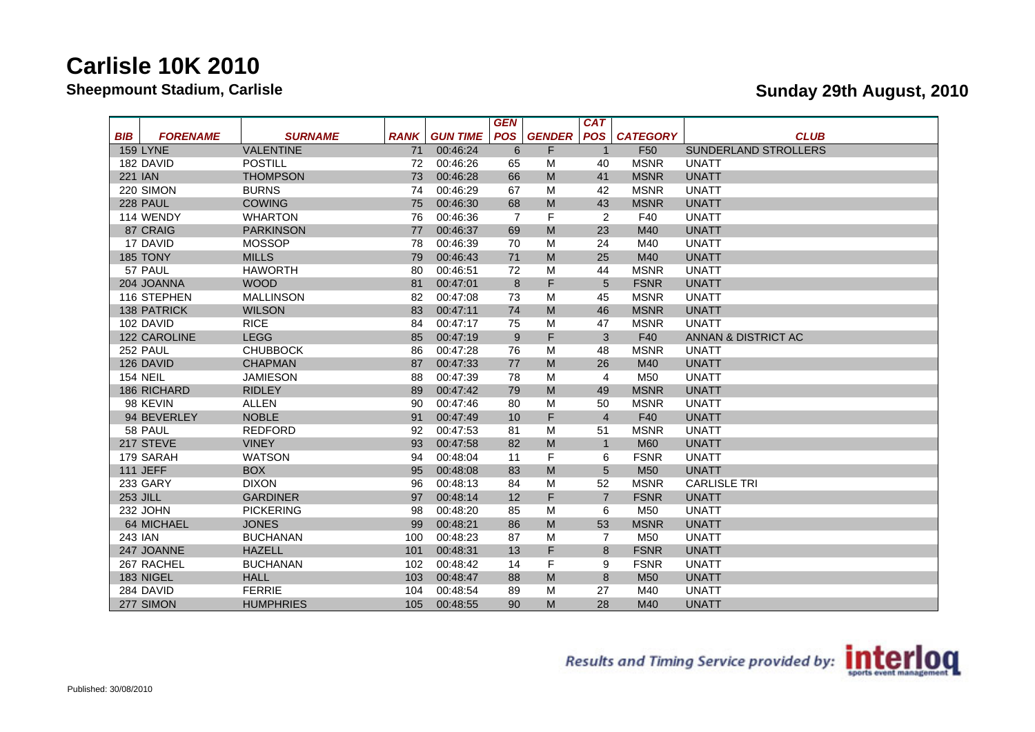# Carlisle 10K 2010

**Sheepmount Stadium, Carlisle**

**Sunday 29th August, 2010**

| BIB | FORENAME | SURNAME | RANK | GUN TIME | GEN POS | GENDER | CAT POS | CATEGORY | CLUB |
|---|---|---|---|---|---|---|---|---|---|
| 159 | LYNE | VALENTINE | 71 | 00:46:24 | 6 | F | 1 | F50 | SUNDERLAND STROLLERS |
| 182 | DAVID | POSTILL | 72 | 00:46:26 | 65 | M | 40 | MSNR | UNATT |
| 221 | IAN | THOMPSON | 73 | 00:46:28 | 66 | M | 41 | MSNR | UNATT |
| 220 | SIMON | BURNS | 74 | 00:46:29 | 67 | M | 42 | MSNR | UNATT |
| 228 | PAUL | COWING | 75 | 00:46:30 | 68 | M | 43 | MSNR | UNATT |
| 114 | WENDY | WHARTON | 76 | 00:46:36 | 7 | F | 2 | F40 | UNATT |
| 87 | CRAIG | PARKINSON | 77 | 00:46:37 | 69 | M | 23 | M40 | UNATT |
| 17 | DAVID | MOSSOP | 78 | 00:46:39 | 70 | M | 24 | M40 | UNATT |
| 185 | TONY | MILLS | 79 | 00:46:43 | 71 | M | 25 | M40 | UNATT |
| 57 | PAUL | HAWORTH | 80 | 00:46:51 | 72 | M | 44 | MSNR | UNATT |
| 204 | JOANNA | WOOD | 81 | 00:47:01 | 8 | F | 5 | FSNR | UNATT |
| 116 | STEPHEN | MALLINSON | 82 | 00:47:08 | 73 | M | 45 | MSNR | UNATT |
| 138 | PATRICK | WILSON | 83 | 00:47:11 | 74 | M | 46 | MSNR | UNATT |
| 102 | DAVID | RICE | 84 | 00:47:17 | 75 | M | 47 | MSNR | UNATT |
| 122 | CAROLINE | LEGG | 85 | 00:47:19 | 9 | F | 3 | F40 | ANNAN & DISTRICT AC |
| 252 | PAUL | CHUBBOCK | 86 | 00:47:28 | 76 | M | 48 | MSNR | UNATT |
| 126 | DAVID | CHAPMAN | 87 | 00:47:33 | 77 | M | 26 | M40 | UNATT |
| 154 | NEIL | JAMIESON | 88 | 00:47:39 | 78 | M | 4 | M50 | UNATT |
| 186 | RICHARD | RIDLEY | 89 | 00:47:42 | 79 | M | 49 | MSNR | UNATT |
| 98 | KEVIN | ALLEN | 90 | 00:47:46 | 80 | M | 50 | MSNR | UNATT |
| 94 | BEVERLEY | NOBLE | 91 | 00:47:49 | 10 | F | 4 | F40 | UNATT |
| 58 | PAUL | REDFORD | 92 | 00:47:53 | 81 | M | 51 | MSNR | UNATT |
| 217 | STEVE | VINEY | 93 | 00:47:58 | 82 | M | 1 | M60 | UNATT |
| 179 | SARAH | WATSON | 94 | 00:48:04 | 11 | F | 6 | FSNR | UNATT |
| 111 | JEFF | BOX | 95 | 00:48:08 | 83 | M | 5 | M50 | UNATT |
| 233 | GARY | DIXON | 96 | 00:48:13 | 84 | M | 52 | MSNR | CARLISLE TRI |
| 253 | JILL | GARDINER | 97 | 00:48:14 | 12 | F | 7 | FSNR | UNATT |
| 232 | JOHN | PICKERING | 98 | 00:48:20 | 85 | M | 6 | M50 | UNATT |
| 64 | MICHAEL | JONES | 99 | 00:48:21 | 86 | M | 53 | MSNR | UNATT |
| 243 | IAN | BUCHANAN | 100 | 00:48:23 | 87 | M | 7 | M50 | UNATT |
| 247 | JOANNE | HAZELL | 101 | 00:48:31 | 13 | F | 8 | FSNR | UNATT |
| 267 | RACHEL | BUCHANAN | 102 | 00:48:42 | 14 | F | 9 | FSNR | UNATT |
| 183 | NIGEL | HALL | 103 | 00:48:47 | 88 | M | 8 | M50 | UNATT |
| 284 | DAVID | FERRIE | 104 | 00:48:54 | 89 | M | 27 | M40 | UNATT |
| 277 | SIMON | HUMPHRIES | 105 | 00:48:55 | 90 | M | 28 | M40 | UNATT |

Results and Timing Service provided by: interloq sports event management

Published: 30/08/2010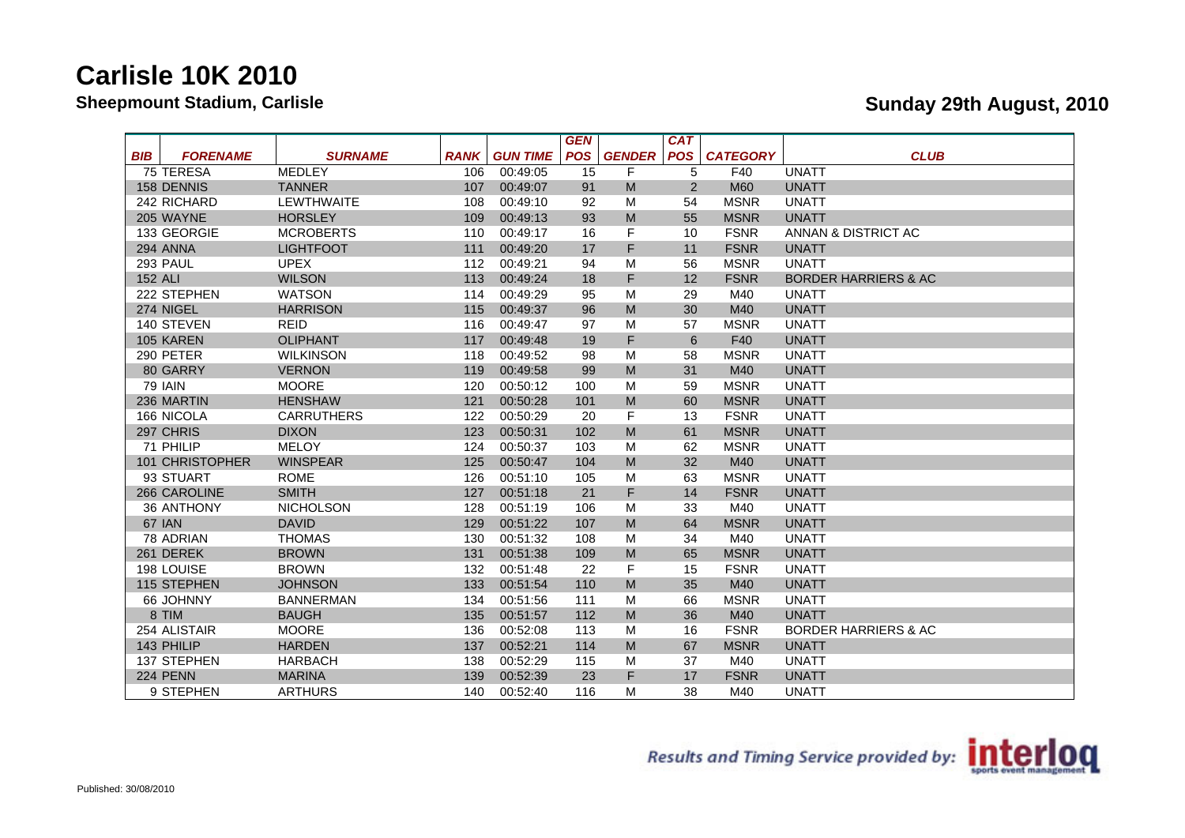# Carlisle 10K 2010

**Sheepmount Stadium, Carlisle**

**Sunday 29th August, 2010**

| BIB | FORENAME | SURNAME | RANK | GUN TIME | GEN POS | GENDER | CAT POS | CATEGORY | CLUB |
|---|---|---|---|---|---|---|---|---|---|
| 75 | TERESA | MEDLEY | 106 | 00:49:05 | 15 | F | 5 | F40 | UNATT |
| 158 | DENNIS | TANNER | 107 | 00:49:07 | 91 | M | 2 | M60 | UNATT |
| 242 | RICHARD | LEWTHWAITE | 108 | 00:49:10 | 92 | M | 54 | MSNR | UNATT |
| 205 | WAYNE | HORSLEY | 109 | 00:49:13 | 93 | M | 55 | MSNR | UNATT |
| 133 | GEORGIE | MCROBERTS | 110 | 00:49:17 | 16 | F | 10 | FSNR | ANNAN & DISTRICT AC |
| 294 | ANNA | LIGHTFOOT | 111 | 00:49:20 | 17 | F | 11 | FSNR | UNATT |
| 293 | PAUL | UPEX | 112 | 00:49:21 | 94 | M | 56 | MSNR | UNATT |
| 152 | ALI | WILSON | 113 | 00:49:24 | 18 | F | 12 | FSNR | BORDER HARRIERS & AC |
| 222 | STEPHEN | WATSON | 114 | 00:49:29 | 95 | M | 29 | M40 | UNATT |
| 274 | NIGEL | HARRISON | 115 | 00:49:37 | 96 | M | 30 | M40 | UNATT |
| 140 | STEVEN | REID | 116 | 00:49:47 | 97 | M | 57 | MSNR | UNATT |
| 105 | KAREN | OLIPHANT | 117 | 00:49:48 | 19 | F | 6 | F40 | UNATT |
| 290 | PETER | WILKINSON | 118 | 00:49:52 | 98 | M | 58 | MSNR | UNATT |
| 80 | GARRY | VERNON | 119 | 00:49:58 | 99 | M | 31 | M40 | UNATT |
| 79 | IAIN | MOORE | 120 | 00:50:12 | 100 | M | 59 | MSNR | UNATT |
| 236 | MARTIN | HENSHAW | 121 | 00:50:28 | 101 | M | 60 | MSNR | UNATT |
| 166 | NICOLA | CARRUTHERS | 122 | 00:50:29 | 20 | F | 13 | FSNR | UNATT |
| 297 | CHRIS | DIXON | 123 | 00:50:31 | 102 | M | 61 | MSNR | UNATT |
| 71 | PHILIP | MELOY | 124 | 00:50:37 | 103 | M | 62 | MSNR | UNATT |
| 101 | CHRISTOPHER | WINSPEAR | 125 | 00:50:47 | 104 | M | 32 | M40 | UNATT |
| 93 | STUART | ROME | 126 | 00:51:10 | 105 | M | 63 | MSNR | UNATT |
| 266 | CAROLINE | SMITH | 127 | 00:51:18 | 21 | F | 14 | FSNR | UNATT |
| 36 | ANTHONY | NICHOLSON | 128 | 00:51:19 | 106 | M | 33 | M40 | UNATT |
| 67 | IAN | DAVID | 129 | 00:51:22 | 107 | M | 64 | MSNR | UNATT |
| 78 | ADRIAN | THOMAS | 130 | 00:51:32 | 108 | M | 34 | M40 | UNATT |
| 261 | DEREK | BROWN | 131 | 00:51:38 | 109 | M | 65 | MSNR | UNATT |
| 198 | LOUISE | BROWN | 132 | 00:51:48 | 22 | F | 15 | FSNR | UNATT |
| 115 | STEPHEN | JOHNSON | 133 | 00:51:54 | 110 | M | 35 | M40 | UNATT |
| 66 | JOHNNY | BANNERMAN | 134 | 00:51:56 | 111 | M | 66 | MSNR | UNATT |
| 8 | TIM | BAUGH | 135 | 00:51:57 | 112 | M | 36 | M40 | UNATT |
| 254 | ALISTAIR | MOORE | 136 | 00:52:08 | 113 | M | 16 | FSNR | BORDER HARRIERS & AC |
| 143 | PHILIP | HARDEN | 137 | 00:52:21 | 114 | M | 67 | MSNR | UNATT |
| 137 | STEPHEN | HARBACH | 138 | 00:52:29 | 115 | M | 37 | M40 | UNATT |
| 224 | PENN | MARINA | 139 | 00:52:39 | 23 | F | 17 | FSNR | UNATT |
| 9 | STEPHEN | ARTHURS | 140 | 00:52:40 | 116 | M | 38 | M40 | UNATT |

Results and Timing Service provided by: interloq sports event management

Published: 30/08/2010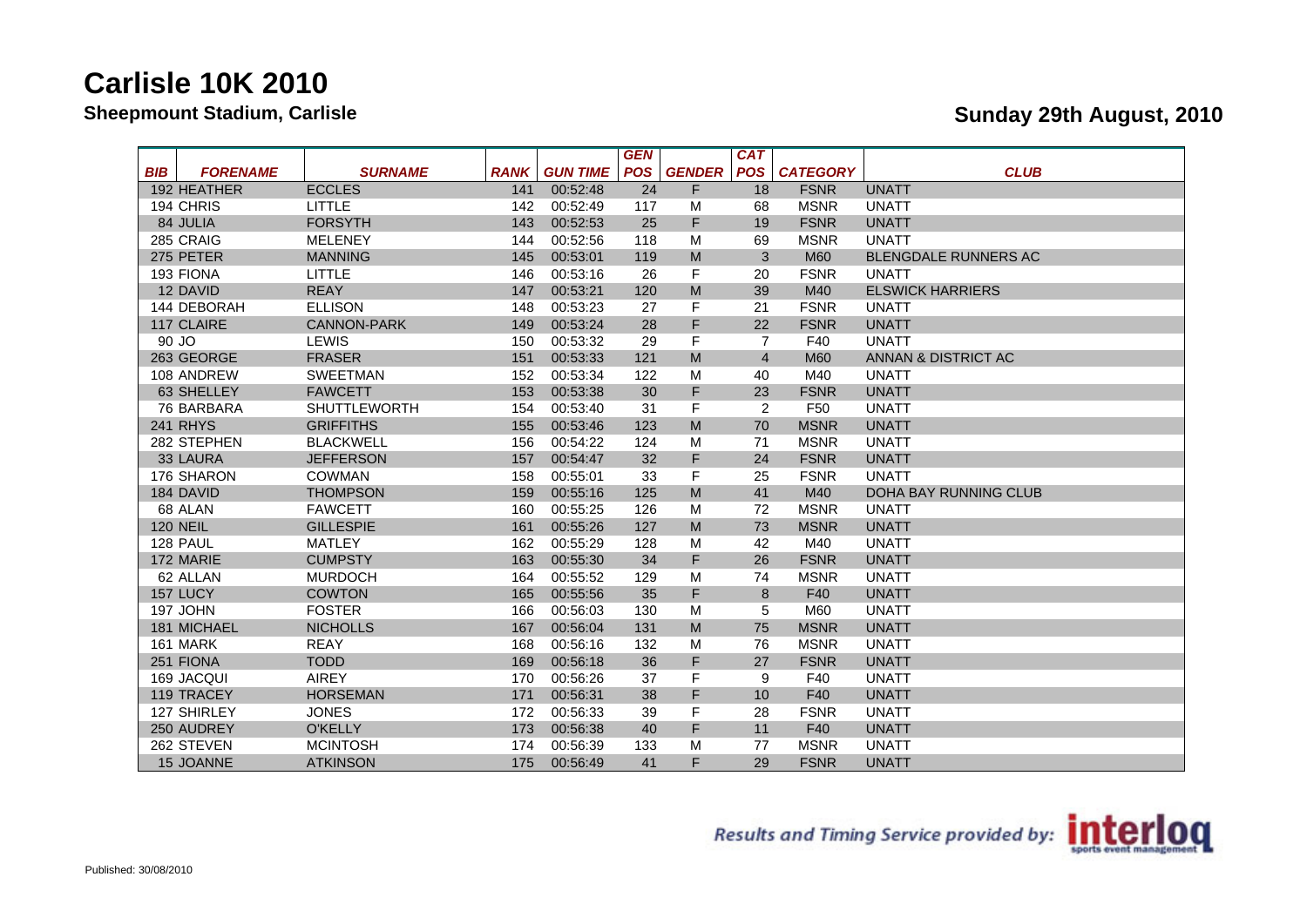# Carlisle 10K 2010

**Sheepmount Stadium, Carlisle**

**Sunday 29th August, 2010**

| BIB | FORENAME | SURNAME | RANK | GUN TIME | GEN POS | GENDER | CAT POS | CATEGORY | CLUB |
|---|---|---|---|---|---|---|---|---|---|
| 192 | HEATHER | ECCLES | 141 | 00:52:48 | 24 | F | 18 | FSNR | UNATT |
| 194 | CHRIS | LITTLE | 142 | 00:52:49 | 117 | M | 68 | MSNR | UNATT |
| 84 | JULIA | FORSYTH | 143 | 00:52:53 | 25 | F | 19 | FSNR | UNATT |
| 285 | CRAIG | MELENEY | 144 | 00:52:56 | 118 | M | 69 | MSNR | UNATT |
| 275 | PETER | MANNING | 145 | 00:53:01 | 119 | M | 3 | M60 | BLENGDALE RUNNERS AC |
| 193 | FIONA | LITTLE | 146 | 00:53:16 | 26 | F | 20 | FSNR | UNATT |
| 12 | DAVID | REAY | 147 | 00:53:21 | 120 | M | 39 | M40 | ELSWICK HARRIERS |
| 144 | DEBORAH | ELLISON | 148 | 00:53:23 | 27 | F | 21 | FSNR | UNATT |
| 117 | CLAIRE | CANNON-PARK | 149 | 00:53:24 | 28 | F | 22 | FSNR | UNATT |
| 90 | JO | LEWIS | 150 | 00:53:32 | 29 | F | 7 | F40 | UNATT |
| 263 | GEORGE | FRASER | 151 | 00:53:33 | 121 | M | 4 | M60 | ANNAN & DISTRICT AC |
| 108 | ANDREW | SWEETMAN | 152 | 00:53:34 | 122 | M | 40 | M40 | UNATT |
| 63 | SHELLEY | FAWCETT | 153 | 00:53:38 | 30 | F | 23 | FSNR | UNATT |
| 76 | BARBARA | SHUTTLEWORTH | 154 | 00:53:40 | 31 | F | 2 | F50 | UNATT |
| 241 | RHYS | GRIFFITHS | 155 | 00:53:46 | 123 | M | 70 | MSNR | UNATT |
| 282 | STEPHEN | BLACKWELL | 156 | 00:54:22 | 124 | M | 71 | MSNR | UNATT |
| 33 | LAURA | JEFFERSON | 157 | 00:54:47 | 32 | F | 24 | FSNR | UNATT |
| 176 | SHARON | COWMAN | 158 | 00:55:01 | 33 | F | 25 | FSNR | UNATT |
| 184 | DAVID | THOMPSON | 159 | 00:55:16 | 125 | M | 41 | M40 | DOHA BAY RUNNING CLUB |
| 68 | ALAN | FAWCETT | 160 | 00:55:25 | 126 | M | 72 | MSNR | UNATT |
| 120 | NEIL | GILLESPIE | 161 | 00:55:26 | 127 | M | 73 | MSNR | UNATT |
| 128 | PAUL | MATLEY | 162 | 00:55:29 | 128 | M | 42 | M40 | UNATT |
| 172 | MARIE | CUMPSTY | 163 | 00:55:30 | 34 | F | 26 | FSNR | UNATT |
| 62 | ALLAN | MURDOCH | 164 | 00:55:52 | 129 | M | 74 | MSNR | UNATT |
| 157 | LUCY | COWTON | 165 | 00:55:56 | 35 | F | 8 | F40 | UNATT |
| 197 | JOHN | FOSTER | 166 | 00:56:03 | 130 | M | 5 | M60 | UNATT |
| 181 | MICHAEL | NICHOLLS | 167 | 00:56:04 | 131 | M | 75 | MSNR | UNATT |
| 161 | MARK | REAY | 168 | 00:56:16 | 132 | M | 76 | MSNR | UNATT |
| 251 | FIONA | TODD | 169 | 00:56:18 | 36 | F | 27 | FSNR | UNATT |
| 169 | JACQUI | AIREY | 170 | 00:56:26 | 37 | F | 9 | F40 | UNATT |
| 119 | TRACEY | HORSEMAN | 171 | 00:56:31 | 38 | F | 10 | F40 | UNATT |
| 127 | SHIRLEY | JONES | 172 | 00:56:33 | 39 | F | 28 | FSNR | UNATT |
| 250 | AUDREY | O'KELLY | 173 | 00:56:38 | 40 | F | 11 | F40 | UNATT |
| 262 | STEVEN | MCINTOSH | 174 | 00:56:39 | 133 | M | 77 | MSNR | UNATT |
| 15 | JOANNE | ATKINSON | 175 | 00:56:49 | 41 | F | 29 | FSNR | UNATT |

Results and Timing Service provided by: interloq sports event management

Published: 30/08/2010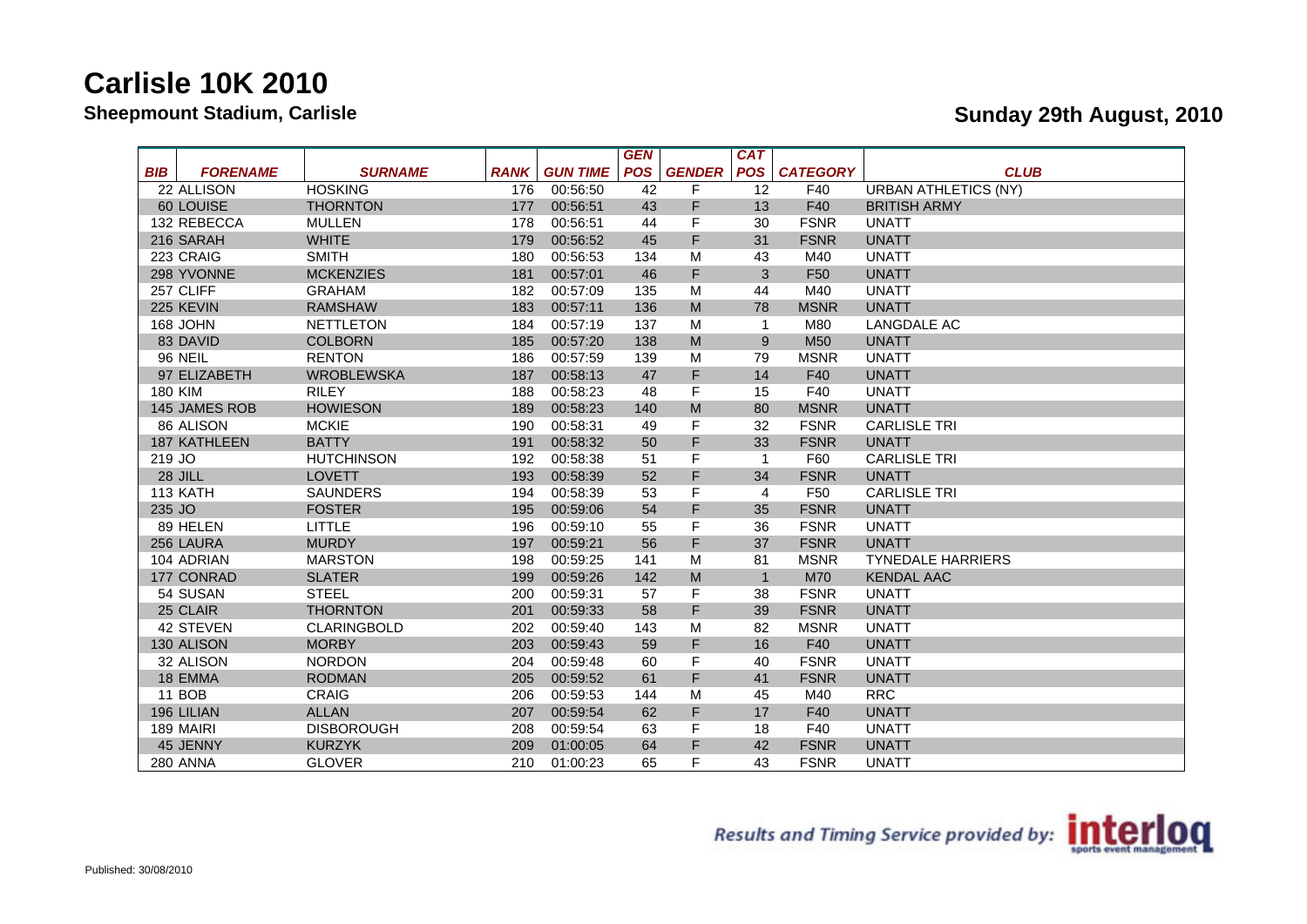# Carlisle 10K 2010

**Sheepmount Stadium, Carlisle**

**Sunday 29th August, 2010**

| BIB | FORENAME | SURNAME | RANK | GUN TIME | GEN POS | GENDER | CAT POS | CATEGORY | CLUB |
|---|---|---|---|---|---|---|---|---|---|
| 22 | ALLISON | HOSKING | 176 | 00:56:50 | 42 | F | 12 | F40 | URBAN ATHLETICS (NY) |
| 60 | LOUISE | THORNTON | 177 | 00:56:51 | 43 | F | 13 | F40 | BRITISH ARMY |
| 132 | REBECCA | MULLEN | 178 | 00:56:51 | 44 | F | 30 | FSNR | UNATT |
| 216 | SARAH | WHITE | 179 | 00:56:52 | 45 | F | 31 | FSNR | UNATT |
| 223 | CRAIG | SMITH | 180 | 00:56:53 | 134 | M | 43 | M40 | UNATT |
| 298 | YVONNE | MCKENZIES | 181 | 00:57:01 | 46 | F | 3 | F50 | UNATT |
| 257 | CLIFF | GRAHAM | 182 | 00:57:09 | 135 | M | 44 | M40 | UNATT |
| 225 | KEVIN | RAMSHAW | 183 | 00:57:11 | 136 | M | 78 | MSNR | UNATT |
| 168 | JOHN | NETTLETON | 184 | 00:57:19 | 137 | M | 1 | M80 | LANGDALE AC |
| 83 | DAVID | COLBORN | 185 | 00:57:20 | 138 | M | 9 | M50 | UNATT |
| 96 | NEIL | RENTON | 186 | 00:57:59 | 139 | M | 79 | MSNR | UNATT |
| 97 | ELIZABETH | WROBLEWSKA | 187 | 00:58:13 | 47 | F | 14 | F40 | UNATT |
| 180 | KIM | RILEY | 188 | 00:58:23 | 48 | F | 15 | F40 | UNATT |
| 145 | JAMES ROB | HOWIESON | 189 | 00:58:23 | 140 | M | 80 | MSNR | UNATT |
| 86 | ALISON | MCKIE | 190 | 00:58:31 | 49 | F | 32 | FSNR | CARLISLE TRI |
| 187 | KATHLEEN | BATTY | 191 | 00:58:32 | 50 | F | 33 | FSNR | UNATT |
| 219 | JO | HUTCHINSON | 192 | 00:58:38 | 51 | F | 1 | F60 | CARLISLE TRI |
| 28 | JILL | LOVETT | 193 | 00:58:39 | 52 | F | 34 | FSNR | UNATT |
| 113 | KATH | SAUNDERS | 194 | 00:58:39 | 53 | F | 4 | F50 | CARLISLE TRI |
| 235 | JO | FOSTER | 195 | 00:59:06 | 54 | F | 35 | FSNR | UNATT |
| 89 | HELEN | LITTLE | 196 | 00:59:10 | 55 | F | 36 | FSNR | UNATT |
| 256 | LAURA | MURDY | 197 | 00:59:21 | 56 | F | 37 | FSNR | UNATT |
| 104 | ADRIAN | MARSTON | 198 | 00:59:25 | 141 | M | 81 | MSNR | TYNEDALE HARRIERS |
| 177 | CONRAD | SLATER | 199 | 00:59:26 | 142 | M | 1 | M70 | KENDAL AAC |
| 54 | SUSAN | STEEL | 200 | 00:59:31 | 57 | F | 38 | FSNR | UNATT |
| 25 | CLAIR | THORNTON | 201 | 00:59:33 | 58 | F | 39 | FSNR | UNATT |
| 42 | STEVEN | CLARINGBOLD | 202 | 00:59:40 | 143 | M | 82 | MSNR | UNATT |
| 130 | ALISON | MORBY | 203 | 00:59:43 | 59 | F | 16 | F40 | UNATT |
| 32 | ALISON | NORDON | 204 | 00:59:48 | 60 | F | 40 | FSNR | UNATT |
| 18 | EMMA | RODMAN | 205 | 00:59:52 | 61 | F | 41 | FSNR | UNATT |
| 11 | BOB | CRAIG | 206 | 00:59:53 | 144 | M | 45 | M40 | RRC |
| 196 | LILIAN | ALLAN | 207 | 00:59:54 | 62 | F | 17 | F40 | UNATT |
| 189 | MAIRI | DISBOROUGH | 208 | 00:59:54 | 63 | F | 18 | F40 | UNATT |
| 45 | JENNY | KURZYK | 209 | 01:00:05 | 64 | F | 42 | FSNR | UNATT |
| 280 | ANNA | GLOVER | 210 | 01:00:23 | 65 | F | 43 | FSNR | UNATT |

Results and Timing Service provided by: interloq sports event management

Published: 30/08/2010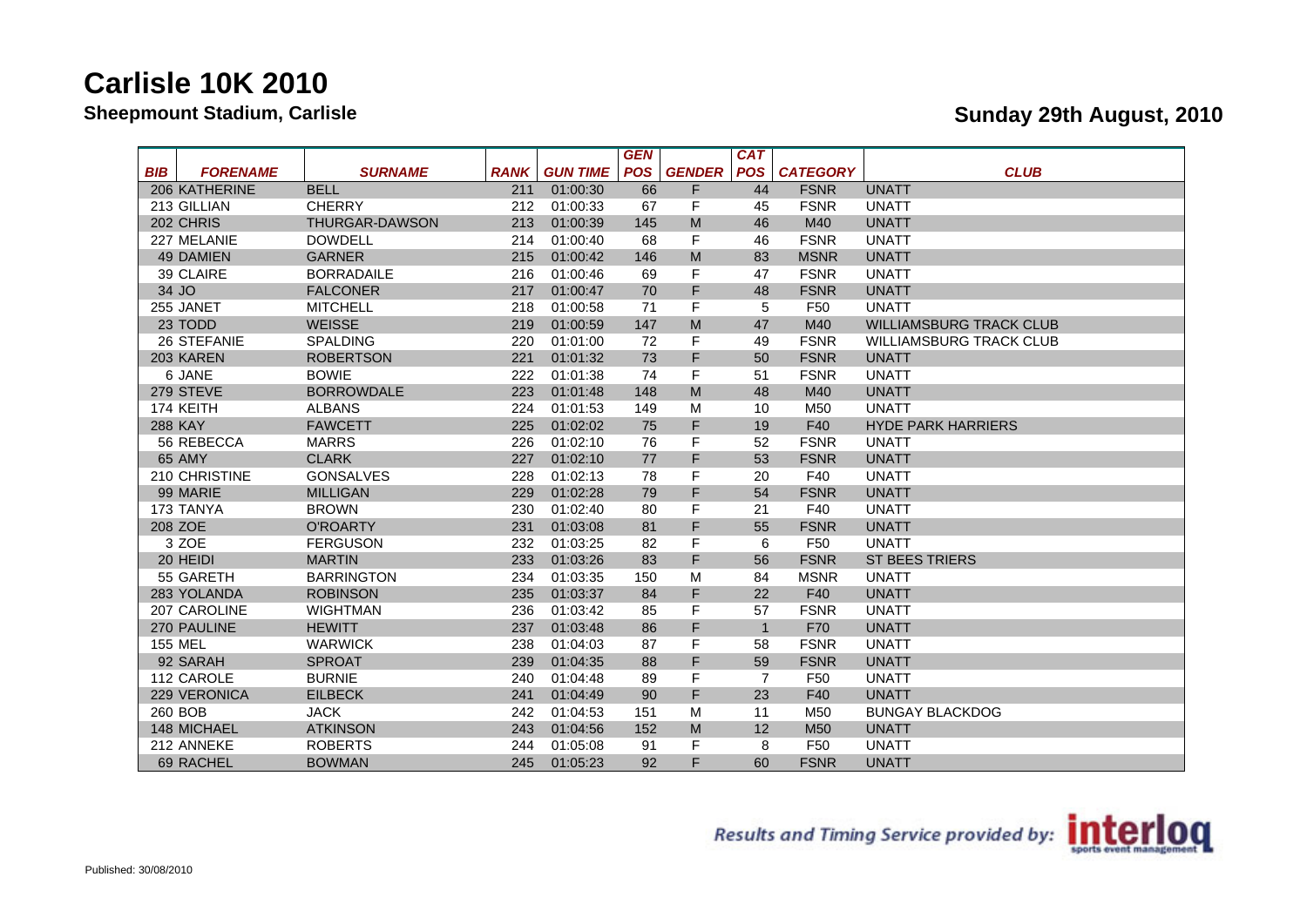# Carlisle 10K 2010

**Sheepmount Stadium, Carlisle**

**Sunday 29th August, 2010**

| BIB | FORENAME | SURNAME | RANK | GUN TIME | GEN POS | GENDER | CAT POS | CATEGORY | CLUB |
|---|---|---|---|---|---|---|---|---|---|
| 206 | KATHERINE | BELL | 211 | 01:00:30 | 66 | F | 44 | FSNR | UNATT |
| 213 | GILLIAN | CHERRY | 212 | 01:00:33 | 67 | F | 45 | FSNR | UNATT |
| 202 | CHRIS | THURGAR-DAWSON | 213 | 01:00:39 | 145 | M | 46 | M40 | UNATT |
| 227 | MELANIE | DOWDELL | 214 | 01:00:40 | 68 | F | 46 | FSNR | UNATT |
| 49 | DAMIEN | GARNER | 215 | 01:00:42 | 146 | M | 83 | MSNR | UNATT |
| 39 | CLAIRE | BORRADAILE | 216 | 01:00:46 | 69 | F | 47 | FSNR | UNATT |
| 34 | JO | FALCONER | 217 | 01:00:47 | 70 | F | 48 | FSNR | UNATT |
| 255 | JANET | MITCHELL | 218 | 01:00:58 | 71 | F | 5 | F50 | UNATT |
| 23 | TODD | WEISSE | 219 | 01:00:59 | 147 | M | 47 | M40 | WILLIAMSBURG TRACK CLUB |
| 26 | STEFANIE | SPALDING | 220 | 01:01:00 | 72 | F | 49 | FSNR | WILLIAMSBURG TRACK CLUB |
| 203 | KAREN | ROBERTSON | 221 | 01:01:32 | 73 | F | 50 | FSNR | UNATT |
| 6 | JANE | BOWIE | 222 | 01:01:38 | 74 | F | 51 | FSNR | UNATT |
| 279 | STEVE | BORROWDALE | 223 | 01:01:48 | 148 | M | 48 | M40 | UNATT |
| 174 | KEITH | ALBANS | 224 | 01:01:53 | 149 | M | 10 | M50 | UNATT |
| 288 | KAY | FAWCETT | 225 | 01:02:02 | 75 | F | 19 | F40 | HYDE PARK HARRIERS |
| 56 | REBECCA | MARRS | 226 | 01:02:10 | 76 | F | 52 | FSNR | UNATT |
| 65 | AMY | CLARK | 227 | 01:02:10 | 77 | F | 53 | FSNR | UNATT |
| 210 | CHRISTINE | GONSALVES | 228 | 01:02:13 | 78 | F | 20 | F40 | UNATT |
| 99 | MARIE | MILLIGAN | 229 | 01:02:28 | 79 | F | 54 | FSNR | UNATT |
| 173 | TANYA | BROWN | 230 | 01:02:40 | 80 | F | 21 | F40 | UNATT |
| 208 | ZOE | O'ROARTY | 231 | 01:03:08 | 81 | F | 55 | FSNR | UNATT |
| 3 | ZOE | FERGUSON | 232 | 01:03:25 | 82 | F | 6 | F50 | UNATT |
| 20 | HEIDI | MARTIN | 233 | 01:03:26 | 83 | F | 56 | FSNR | ST BEES TRIERS |
| 55 | GARETH | BARRINGTON | 234 | 01:03:35 | 150 | M | 84 | MSNR | UNATT |
| 283 | YOLANDA | ROBINSON | 235 | 01:03:37 | 84 | F | 22 | F40 | UNATT |
| 207 | CAROLINE | WIGHTMAN | 236 | 01:03:42 | 85 | F | 57 | FSNR | UNATT |
| 270 | PAULINE | HEWITT | 237 | 01:03:48 | 86 | F | 1 | F70 | UNATT |
| 155 | MEL | WARWICK | 238 | 01:04:03 | 87 | F | 58 | FSNR | UNATT |
| 92 | SARAH | SPROAT | 239 | 01:04:35 | 88 | F | 59 | FSNR | UNATT |
| 112 | CAROLE | BURNIE | 240 | 01:04:48 | 89 | F | 7 | F50 | UNATT |
| 229 | VERONICA | EILBECK | 241 | 01:04:49 | 90 | F | 23 | F40 | UNATT |
| 260 | BOB | JACK | 242 | 01:04:53 | 151 | M | 11 | M50 | BUNGAY BLACKDOG |
| 148 | MICHAEL | ATKINSON | 243 | 01:04:56 | 152 | M | 12 | M50 | UNATT |
| 212 | ANNEKE | ROBERTS | 244 | 01:05:08 | 91 | F | 8 | F50 | UNATT |
| 69 | RACHEL | BOWMAN | 245 | 01:05:23 | 92 | F | 60 | FSNR | UNATT |

Results and Timing Service provided by: interloq sports event management

Published: 30/08/2010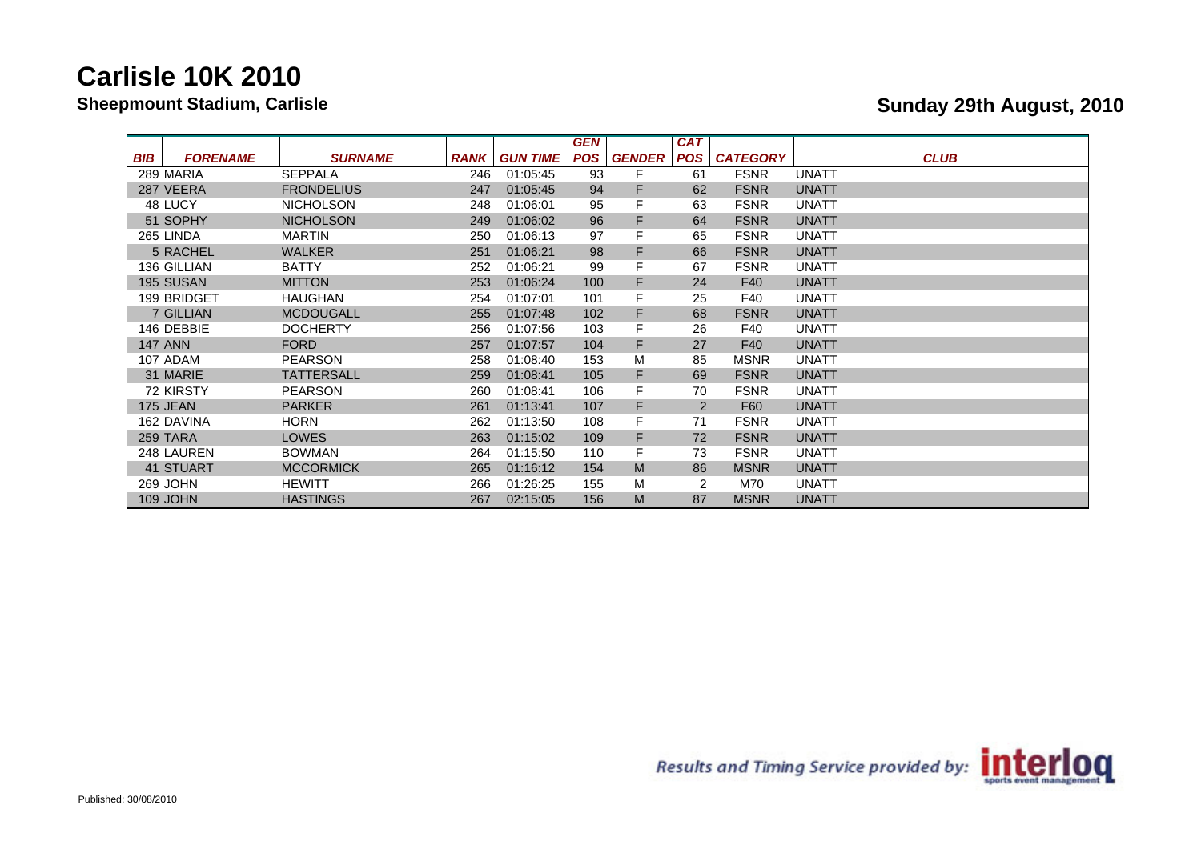# Carlisle 10K 2010

**Sheepmount Stadium, Carlisle**

**Sunday 29th August, 2010**

| BIB | FORENAME | SURNAME | RANK | GUN TIME | GEN POS | GENDER | CAT POS | CATEGORY | CLUB |
|---|---|---|---|---|---|---|---|---|---|
| 289 | MARIA | SEPPALA | 246 | 01:05:45 | 93 | F | 61 | FSNR | UNATT |
| 287 | VEERA | FRONDELIUS | 247 | 01:05:45 | 94 | F | 62 | FSNR | UNATT |
| 48 | LUCY | NICHOLSON | 248 | 01:06:01 | 95 | F | 63 | FSNR | UNATT |
| 51 | SOPHY | NICHOLSON | 249 | 01:06:02 | 96 | F | 64 | FSNR | UNATT |
| 265 | LINDA | MARTIN | 250 | 01:06:13 | 97 | F | 65 | FSNR | UNATT |
| 5 | RACHEL | WALKER | 251 | 01:06:21 | 98 | F | 66 | FSNR | UNATT |
| 136 | GILLIAN | BATTY | 252 | 01:06:21 | 99 | F | 67 | FSNR | UNATT |
| 195 | SUSAN | MITTON | 253 | 01:06:24 | 100 | F | 24 | F40 | UNATT |
| 199 | BRIDGET | HAUGHAN | 254 | 01:07:01 | 101 | F | 25 | F40 | UNATT |
| 7 | GILLIAN | MCDOUGALL | 255 | 01:07:48 | 102 | F | 68 | FSNR | UNATT |
| 146 | DEBBIE | DOCHERTY | 256 | 01:07:56 | 103 | F | 26 | F40 | UNATT |
| 147 | ANN | FORD | 257 | 01:07:57 | 104 | F | 27 | F40 | UNATT |
| 107 | ADAM | PEARSON | 258 | 01:08:40 | 153 | M | 85 | MSNR | UNATT |
| 31 | MARIE | TATTERSALL | 259 | 01:08:41 | 105 | F | 69 | FSNR | UNATT |
| 72 | KIRSTY | PEARSON | 260 | 01:08:41 | 106 | F | 70 | FSNR | UNATT |
| 175 | JEAN | PARKER | 261 | 01:13:41 | 107 | F | 2 | F60 | UNATT |
| 162 | DAVINA | HORN | 262 | 01:13:50 | 108 | F | 71 | FSNR | UNATT |
| 259 | TARA | LOWES | 263 | 01:15:02 | 109 | F | 72 | FSNR | UNATT |
| 248 | LAUREN | BOWMAN | 264 | 01:15:50 | 110 | F | 73 | FSNR | UNATT |
| 41 | STUART | MCCORMICK | 265 | 01:16:12 | 154 | M | 86 | MSNR | UNATT |
| 269 | JOHN | HEWITT | 266 | 01:26:25 | 155 | M | 2 | M70 | UNATT |
| 109 | JOHN | HASTINGS | 267 | 02:15:05 | 156 | M | 87 | MSNR | UNATT |

Results and Timing Service provided by: interloq sports event management

Published: 30/08/2010